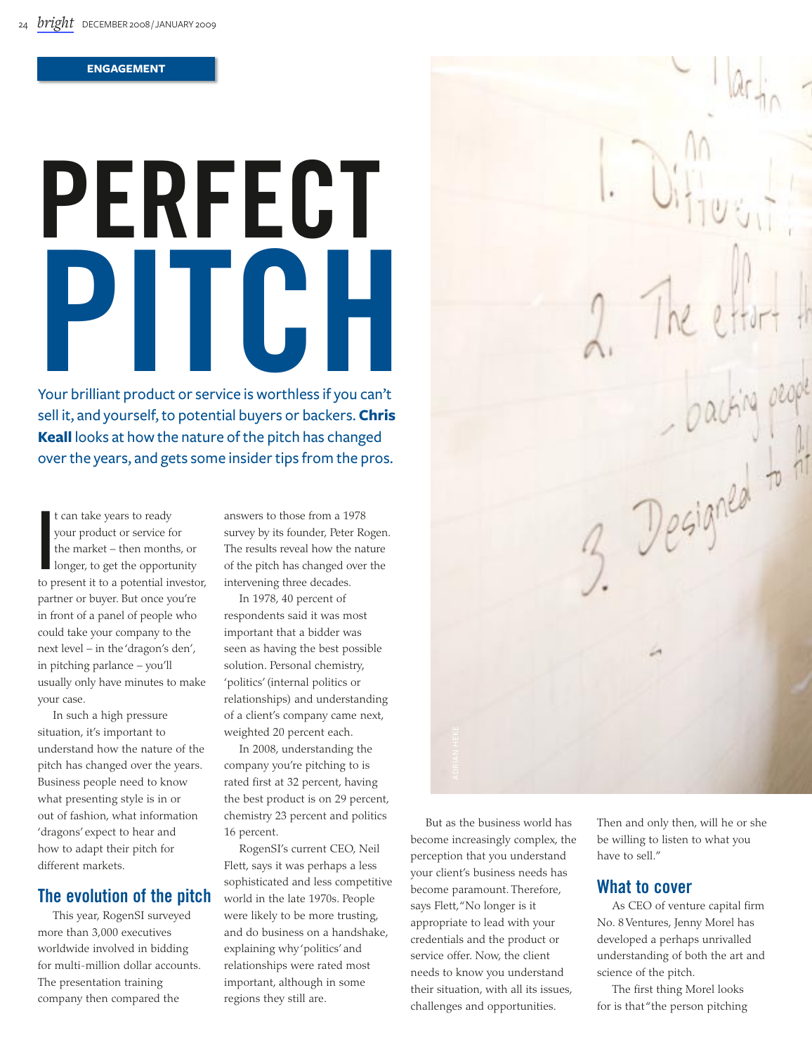ENGAGEMENT

# PERFECT PITCH

Your brilliant product or service is worthless if you can't sell it, and yourself, to potential buyers or backers. **Chris Keall** looks at how the nature of the pitch has changed over the years, and gets some insider tips from the pros.

It can take years to ready your product or service for the market – then months, or longer, to get the opportunity to present it to a potential investor, partner or buyer. But once you're in front of a panel of people who could take your company to the next level – in the 'dragon's den', in pitching parlance – you'll usually only have minutes to make your case.

In such a high pressure situation, it's important to understand how the nature of the pitch has changed over the years. Business people need to know what presenting style is in or out of fashion, what information 'dragons' expect to hear and how to adapt their pitch for different markets.

## The evolution of the pitch

This year, RogenSI surveyed more than 3,000 executives worldwide involved in bidding for multi-million dollar accounts. The presentation training company then compared the answers to those from a 1978 survey by its founder, Peter Rogen. The results reveal how the nature of the pitch has changed over the intervening three decades.

In 1978, 40 percent of respondents said it was most important that a bidder was seen as having the best possible solution. Personal chemistry, 'politics' (internal politics or relationships) and understanding of a client's company came next, weighted 20 percent each.

In 2008, understanding the company you're pitching to is rated first at 32 percent, having the best product is on 29 percent, chemistry 23 percent and politics 16 percent.

RogenSI's current CEO, Neil Flett, says it was perhaps a less sophisticated and less competitive world in the late 1970s. People were likely to be more trusting, and do business on a handshake, explaining why 'politics' and relationships were rated most important, although in some regions they still are.

But as the business world has become increasingly complex, the perception that you understand your client's business needs has become paramount. Therefore, says Flett, "No longer is it appropriate to lead with your credentials and the product or service offer. Now, the client needs to know you understand their situation, with all its issues, challenges and opportunities. Then and only then, will he or she be willing to listen to what you have to sell."

## What to cover

As CEO of venture capital firm No. 8 Ventures, Jenny Morel has developed a perhaps unrivalled understanding of both the art and science of the pitch.

The first thing Morel looks for is that "the person pitching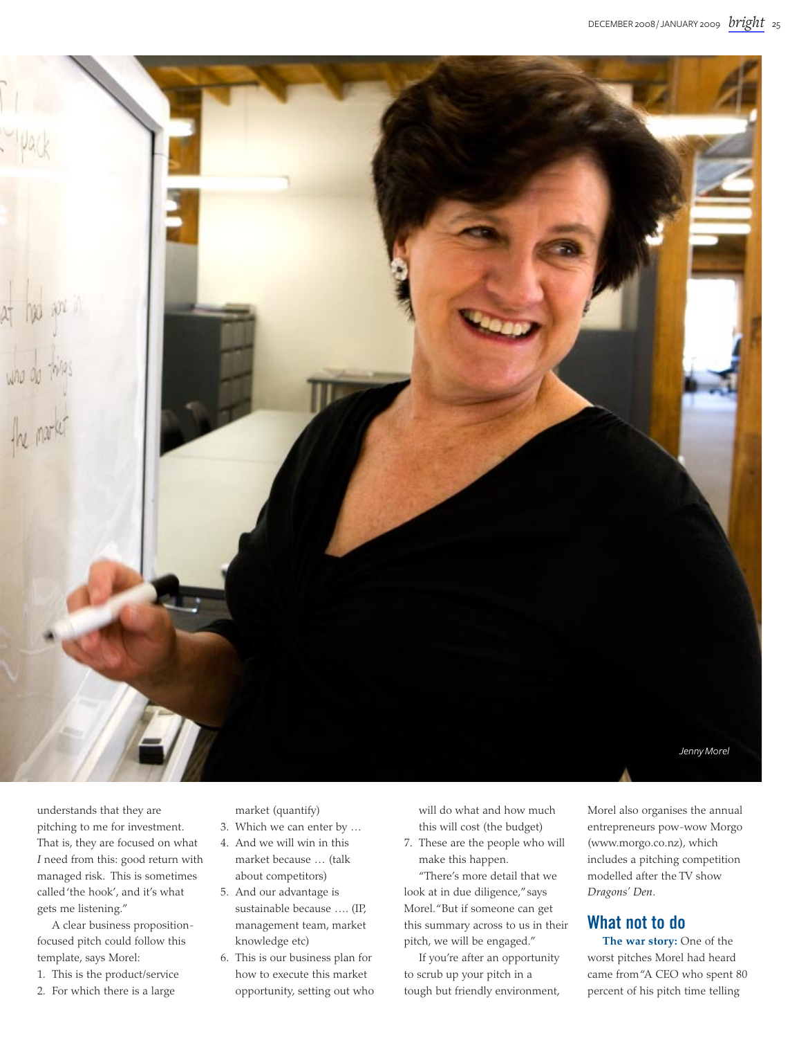Jenny Morel

understands that they are pitching to me for investment. That is, they are focused on what *I* need from this: good return with managed risk. This is sometimes called 'the hook', and it's what gets me listening."

A clear business proposition-focused pitch could follow this template, says Morel:

1. This is the product/service
2. For which there is a large market (quantify)
3. Which we can enter by …
4. And we will win in this market because … (talk about competitors)
5. And our advantage is sustainable because …. (IP, management team, market knowledge etc)
6. This is our business plan for how to execute this market opportunity, setting out who will do what and how much this will cost (the budget)
7. These are the people who will make this happen.

"There's more detail that we look at in due diligence," says Morel. "But if someone can get this summary across to us in their pitch, we will be engaged."

If you're after an opportunity to scrub up your pitch in a tough but friendly environment, Morel also organises the annual entrepreneurs pow-wow Morgo (www.morgo.co.nz), which includes a pitching competition modelled after the TV show *Dragons' Den*.

## What not to do

**The war story:** One of the worst pitches Morel had heard came from "A CEO who spent 80 percent of his pitch time telling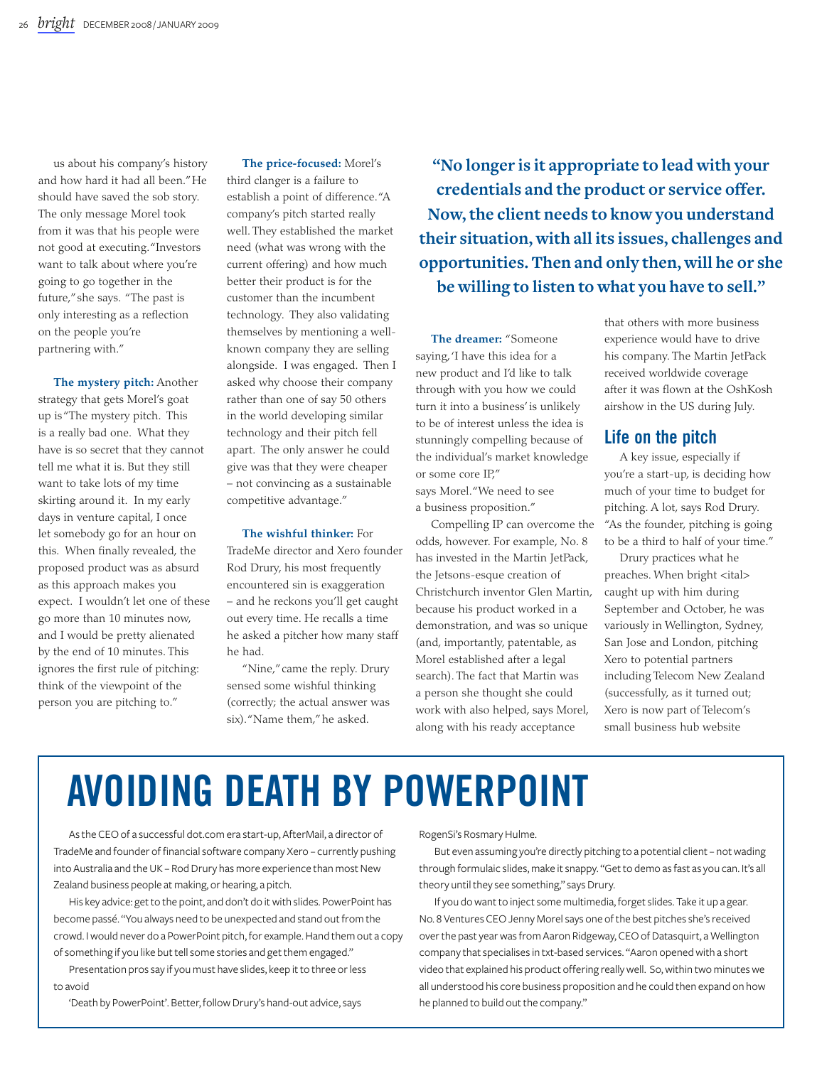us about his company's history and how hard it had all been." He should have saved the sob story. The only message Morel took from it was that his people were not good at executing. "Investors want to talk about where you're going to go together in the future," she says. "The past is only interesting as a reflection on the people you're partnering with."

**The mystery pitch:** Another strategy that gets Morel's goat up is "The mystery pitch. This is a really bad one. What they have is so secret that they cannot tell me what it is. But they still want to take lots of my time skirting around it. In my early days in venture capital, I once let somebody go for an hour on this. When finally revealed, the proposed product was as absurd as this approach makes you expect. I wouldn't let one of these go more than 10 minutes now, and I would be pretty alienated by the end of 10 minutes. This ignores the first rule of pitching: think of the viewpoint of the person you are pitching to."

**The price-focused:** Morel's third clanger is a failure to establish a point of difference. "A company's pitch started really well. They established the market need (what was wrong with the current offering) and how much better their product is for the customer than the incumbent technology. They also validating themselves by mentioning a well-known company they are selling alongside. I was engaged. Then I asked why choose their company rather than one of say 50 others in the world developing similar technology and their pitch fell apart. The only answer he could give was that they were cheaper – not convincing as a sustainable competitive advantage."

**The wishful thinker:** For TradeMe director and Xero founder Rod Drury, his most frequently encountered sin is exaggeration – and he reckons you'll get caught out every time. He recalls a time he asked a pitcher how many staff he had.

"Nine," came the reply. Drury sensed some wishful thinking (correctly; the actual answer was six). "Name them," he asked.

**"No longer is it appropriate to lead with your credentials and the product or service offer. Now, the client needs to know you understand their situation, with all its issues, challenges and opportunities. Then and only then, will he or she be willing to listen to what you have to sell."**

**The dreamer:** "Someone saying, 'I have this idea for a new product and I'd like to talk through with you how we could turn it into a business' is unlikely to be of interest unless the idea is stunningly compelling because of the individual's market knowledge or some core IP," says Morel. "We need to see a business proposition."

Compelling IP can overcome the odds, however. For example, No. 8 has invested in the Martin JetPack, the Jetsons-esque creation of Christchurch inventor Glen Martin, because his product worked in a demonstration, and was so unique (and, importantly, patentable, as Morel established after a legal search). The fact that Martin was a person she thought she could work with also helped, says Morel, along with his ready acceptance that others with more business experience would have to drive his company. The Martin JetPack received worldwide coverage after it was flown at the OshKosh airshow in the US during July.

## Life on the pitch

A key issue, especially if you're a start-up, is deciding how much of your time to budget for pitching. A lot, says Rod Drury. "As the founder, pitching is going to be a third to half of your time."

Drury practices what he preaches. When bright <ital> caught up with him during September and October, he was variously in Wellington, Sydney, San Jose and London, pitching Xero to potential partners including Telecom New Zealand (successfully, as it turned out; Xero is now part of Telecom's small business hub website

## AVOIDING DEATH BY POWERPOINT

As the CEO of a successful dot.com era start-up, AfterMail, a director of TradeMe and founder of financial software company Xero – currently pushing into Australia and the UK – Rod Drury has more experience than most New Zealand business people at making, or hearing, a pitch.

His key advice: get to the point, and don't do it with slides. PowerPoint has become passé. "You always need to be unexpected and stand out from the crowd. I would never do a PowerPoint pitch, for example. Hand them out a copy of something if you like but tell some stories and get them engaged."

Presentation pros say if you must have slides, keep it to three or less to avoid

'Death by PowerPoint'. Better, follow Drury's hand-out advice, says RogenSi's Rosmary Hulme.

But even assuming you're directly pitching to a potential client – not wading through formulaic slides, make it snappy. "Get to demo as fast as you can. It's all theory until they see something," says Drury.

If you do want to inject some multimedia, forget slides. Take it up a gear. No. 8 Ventures CEO Jenny Morel says one of the best pitches she's received over the past year was from Aaron Ridgeway, CEO of Datasquirt, a Wellington company that specialises in txt-based services. "Aaron opened with a short video that explained his product offering really well. So, within two minutes we all understood his core business proposition and he could then expand on how he planned to build out the company."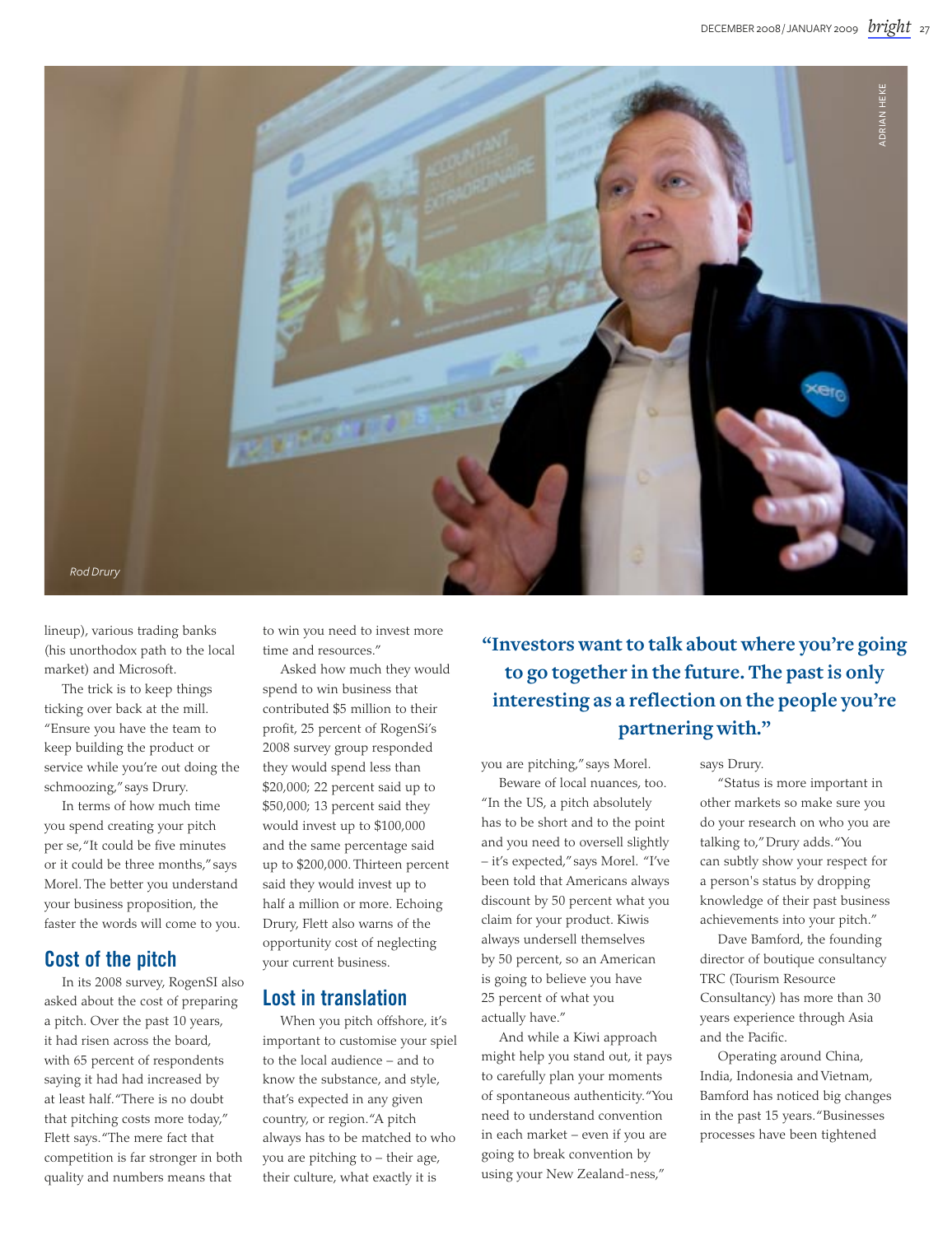Rod Drury

lineup), various trading banks (his unorthodox path to the local market) and Microsoft.

The trick is to keep things ticking over back at the mill. "Ensure you have the team to keep building the product or service while you're out doing the schmoozing," says Drury.

In terms of how much time you spend creating your pitch per se, "It could be five minutes or it could be three months," says Morel. The better you understand your business proposition, the faster the words will come to you.

## Cost of the pitch

In its 2008 survey, RogenSI also asked about the cost of preparing a pitch. Over the past 10 years, it had risen across the board, with 65 percent of respondents saying it had had increased by at least half. "There is no doubt that pitching costs more today," Flett says. "The mere fact that competition is far stronger in both quality and numbers means that to win you need to invest more time and resources."

Asked how much they would spend to win business that contributed $5 million to their profit, 25 percent of RogenSi's 2008 survey group responded they would spend less than $20,000; 22 percent said up to $50,000; 13 percent said they would invest up to $100,000 and the same percentage said up to $200,000. Thirteen percent said they would invest up to half a million or more. Echoing Drury, Flett also warns of the opportunity cost of neglecting your current business.

## Lost in translation

When you pitch offshore, it's important to customise your spiel to the local audience – and to know the substance, and style, that's expected in any given country, or region. "A pitch always has to be matched to who you are pitching to – their age, their culture, what exactly it is you are pitching," says Morel.

**"Investors want to talk about where you're going to go together in the future. The past is only interesting as a reflection on the people you're partnering with."**

Beware of local nuances, too. "In the US, a pitch absolutely has to be short and to the point and you need to oversell slightly – it's expected," says Morel. "I've been told that Americans always discount by 50 percent what you claim for your product. Kiwis always undersell themselves by 50 percent, so an American is going to believe you have 25 percent of what you actually have."

And while a Kiwi approach might help you stand out, it pays to carefully plan your moments of spontaneous authenticity. "You need to understand convention in each market – even if you are going to break convention by using your New Zealand-ness," says Drury.

"Status is more important in other markets so make sure you do your research on who you are talking to," Drury adds. "You can subtly show your respect for a person's status by dropping knowledge of their past business achievements into your pitch."

Dave Bamford, the founding director of boutique consultancy TRC (Tourism Resource Consultancy) has more than 30 years experience through Asia and the Pacific.

Operating around China, India, Indonesia and Vietnam, Bamford has noticed big changes in the past 15 years. "Businesses processes have been tightened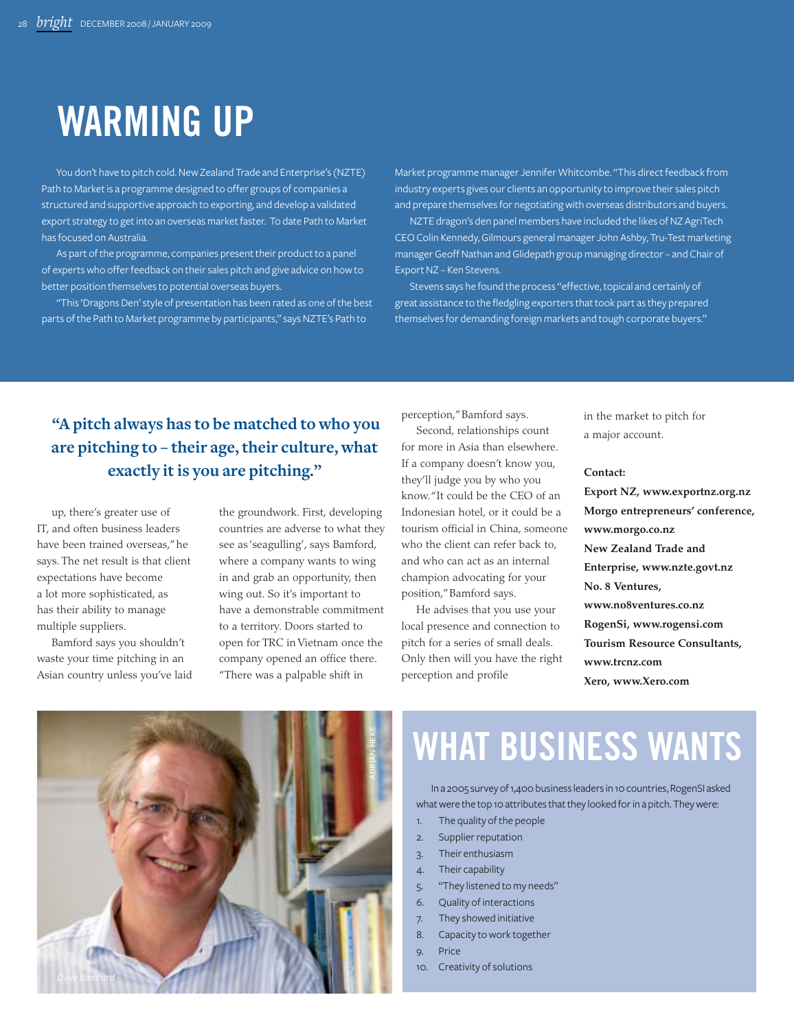# WARMING UP

You don't have to pitch cold. New Zealand Trade and Enterprise's (NZTE) Path to Market is a programme designed to offer groups of companies a structured and supportive approach to exporting, and develop a validated export strategy to get into an overseas market faster. To date Path to Market has focused on Australia.

As part of the programme, companies present their product to a panel of experts who offer feedback on their sales pitch and give advice on how to better position themselves to potential overseas buyers.

"This 'Dragons Den' style of presentation has been rated as one of the best parts of the Path to Market programme by participants," says NZTE's Path to Market programme manager Jennifer Whitcombe. "This direct feedback from industry experts gives our clients an opportunity to improve their sales pitch and prepare themselves for negotiating with overseas distributors and buyers.

NZTE dragon's den panel members have included the likes of NZ AgriTech CEO Colin Kennedy, Gilmours general manager John Ashby, Tru-Test marketing manager Geoff Nathan and Glidepath group managing director – and Chair of Export NZ – Ken Stevens.

Stevens says he found the process "effective, topical and certainly of great assistance to the fledgling exporters that took part as they prepared themselves for demanding foreign markets and tough corporate buyers."

**"A pitch always has to be matched to who you are pitching to – their age, their culture, what exactly it is you are pitching."**

up, there's greater use of IT, and often business leaders have been trained overseas," he says. The net result is that client expectations have become a lot more sophisticated, as has their ability to manage multiple suppliers.

Bamford says you shouldn't waste your time pitching in an Asian country unless you've laid the groundwork. First, developing countries are adverse to what they see as 'seagulling', says Bamford, where a company wants to wing in and grab an opportunity, then wing out. So it's important to have a demonstrable commitment to a territory. Doors started to open for TRC in Vietnam once the company opened an office there. "There was a palpable shift in perception," Bamford says.

Second, relationships count for more in Asia than elsewhere. If a company doesn't know you, they'll judge you by who you know. "It could be the CEO of an Indonesian hotel, or it could be a tourism official in China, someone who the client can refer back to, and who can act as an internal champion advocating for your position," Bamford says.

He advises that you use your local presence and connection to pitch for a series of small deals. Only then will you have the right perception and profile in the market to pitch for a major account.

**Contact:**

**Export NZ, www.exportnz.org.nz**
**Morgo entrepreneurs' conference, www.morgo.co.nz**
**New Zealand Trade and Enterprise, www.nzte.govt.nz**
**No. 8 Ventures, www.no8ventures.co.nz**
**RogenSi, www.rogensi.com**
**Tourism Resource Consultants, www.trcnz.com**
**Xero, www.Xero.com**

ADRIAN HEKE

*Dave Bamford*

# WHAT BUSINESS WANTS

In a 2005 survey of 1,400 business leaders in 10 countries, RogenSI asked what were the top 10 attributes that they looked for in a pitch. They were:

1. The quality of the people
2. Supplier reputation
3. Their enthusiasm
4. Their capability
5. "They listened to my needs"
6. Quality of interactions
7. They showed initiative
8. Capacity to work together
9. Price
10. Creativity of solutions